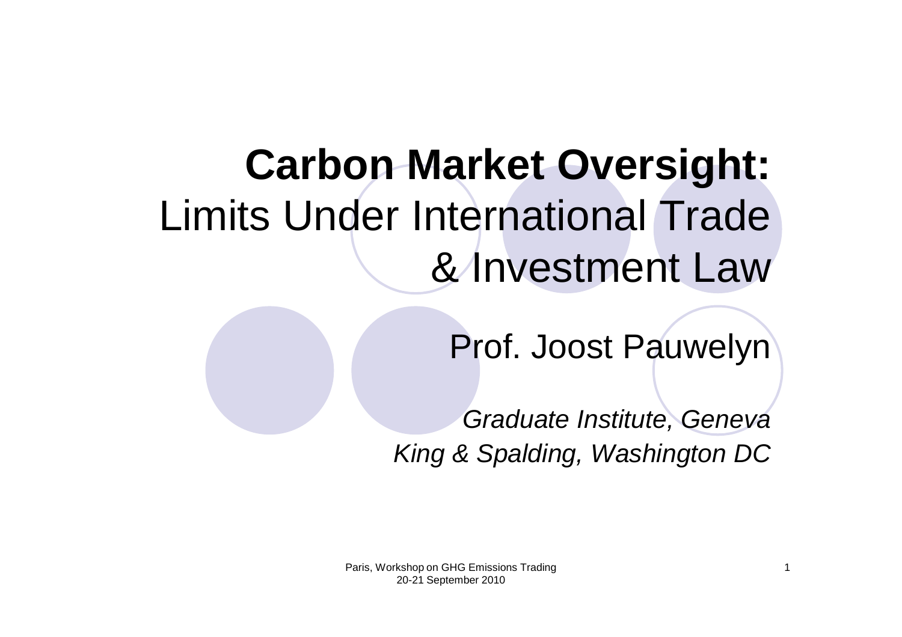# **Carbon Market Oversight:** Limits Under International Trade & Investment Law

Prof. Joost Pauwelyn

*Graduate Institute, Geneva*
*King & Spalding, Washington DC*

Paris, Workshop on GHG Emissions Trading
20-21 September 2010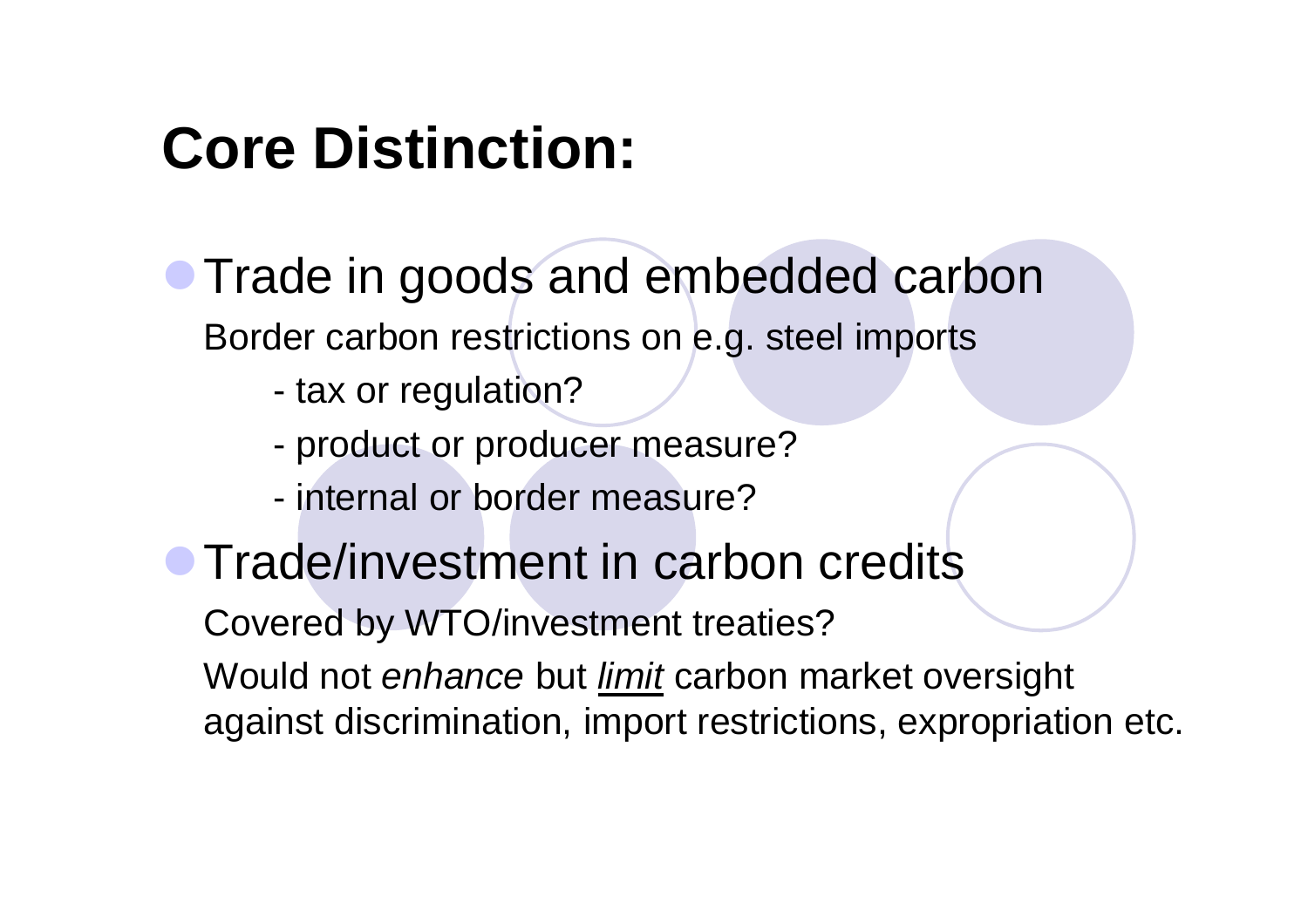# Core Distinction:

- Trade in goods and embedded carbon

  Border carbon restrictions on e.g. steel imports

  - tax or regulation?
  - product or producer measure?
  - internal or border measure?

- Trade/investment in carbon credits

  Covered by WTO/investment treaties?

  Would not *enhance* but *limit* carbon market oversight against discrimination, import restrictions, expropriation etc.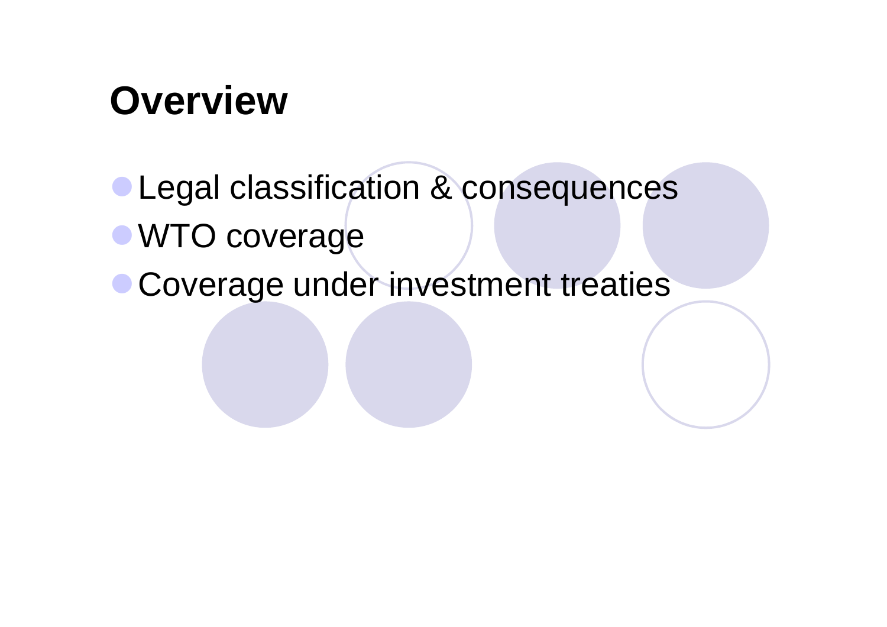# Overview

- Legal classification & consequences
- WTO coverage
- Coverage under investment treaties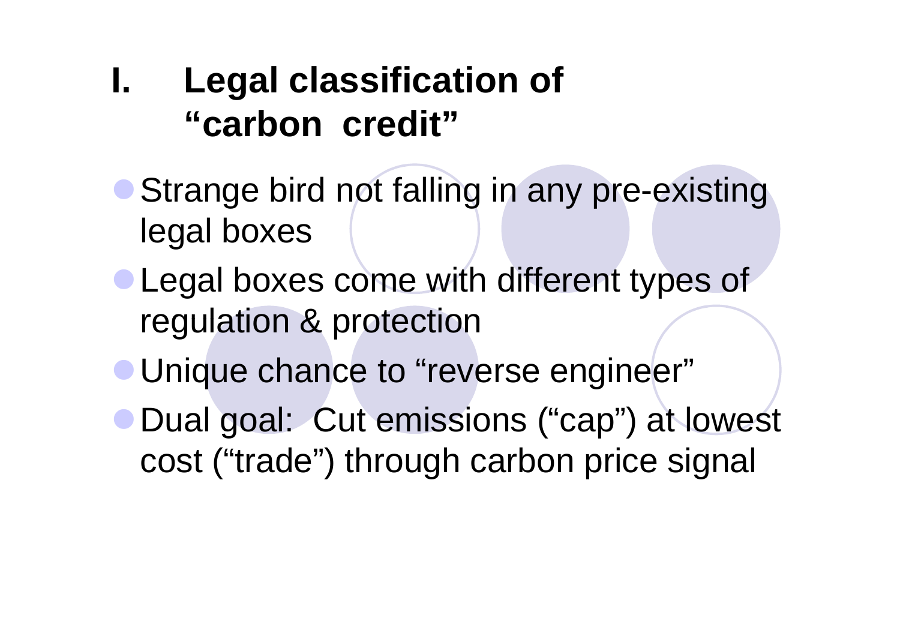# I. Legal classification of "carbon credit"

- Strange bird not falling in any pre-existing legal boxes
- Legal boxes come with different types of regulation & protection
- Unique chance to "reverse engineer"
- Dual goal: Cut emissions ("cap") at lowest cost ("trade") through carbon price signal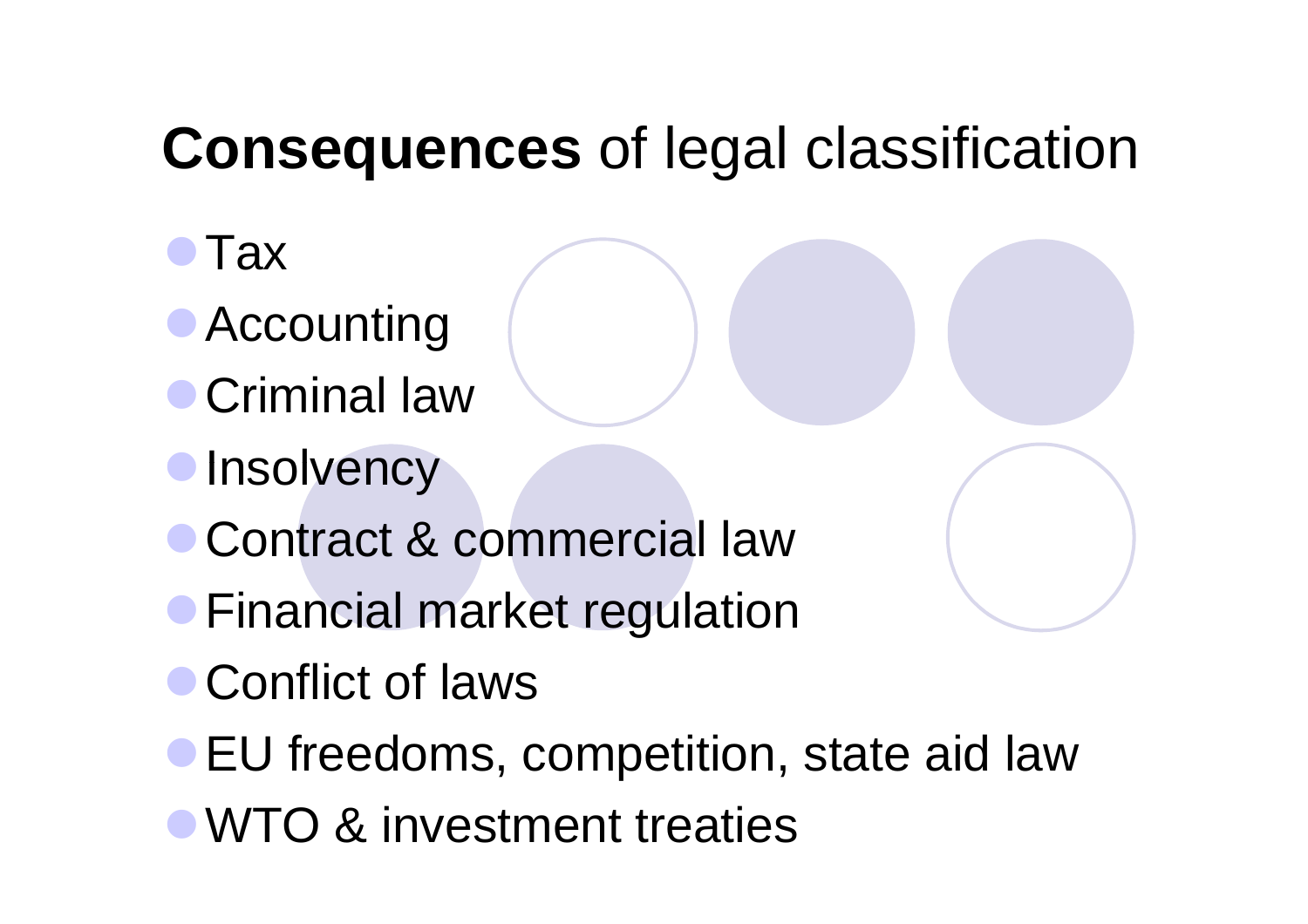# **Consequences** of legal classification

- Tax
- Accounting
- Criminal law
- Insolvency
- Contract & commercial law
- Financial market regulation
- Conflict of laws
- EU freedoms, competition, state aid law
- WTO & investment treaties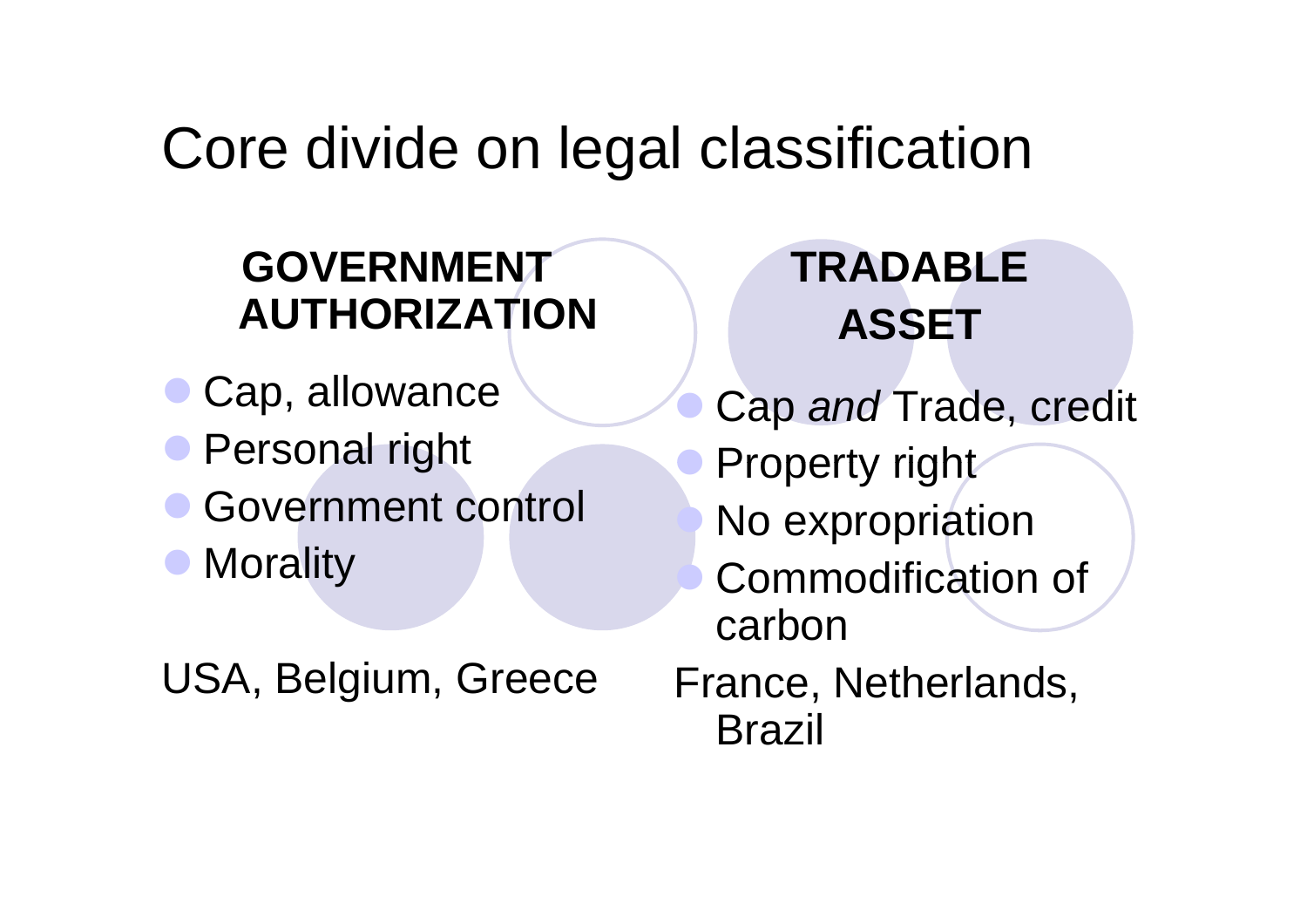# Core divide on legal classification

**GOVERNMENT AUTHORIZATION**

- Cap, allowance
- Personal right
- Government control
- Morality

USA, Belgium, Greece

**TRADABLE ASSET**

- Cap *and* Trade, credit
- Property right
- No expropriation
- Commodification of carbon

France, Netherlands, Brazil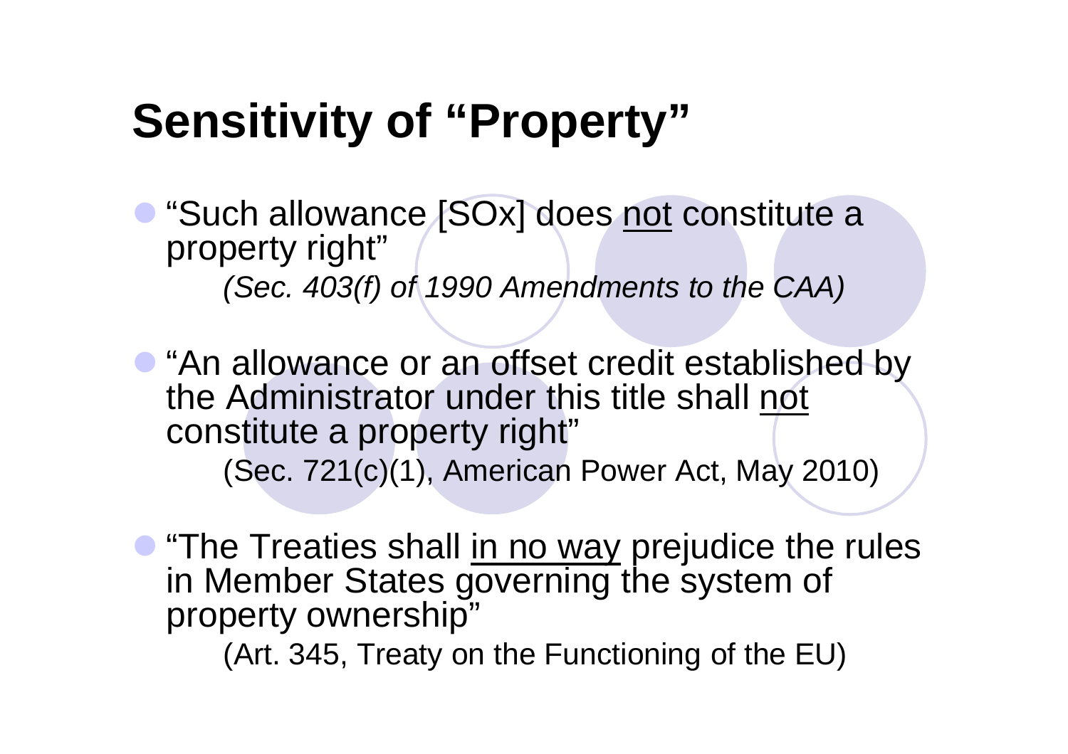# Sensitivity of "Property"

- "Such allowance [SOx] does <u>not</u> constitute a property right"

  *(Sec. 403(f) of 1990 Amendments to the CAA)*

- "An allowance or an offset credit established by the Administrator under this title shall <u>not</u> constitute a property right"

  (Sec. 721(c)(1), American Power Act, May 2010)

- "The Treaties shall <u>in no way</u> prejudice the rules in Member States governing the system of property ownership"

  (Art. 345, Treaty on the Functioning of the EU)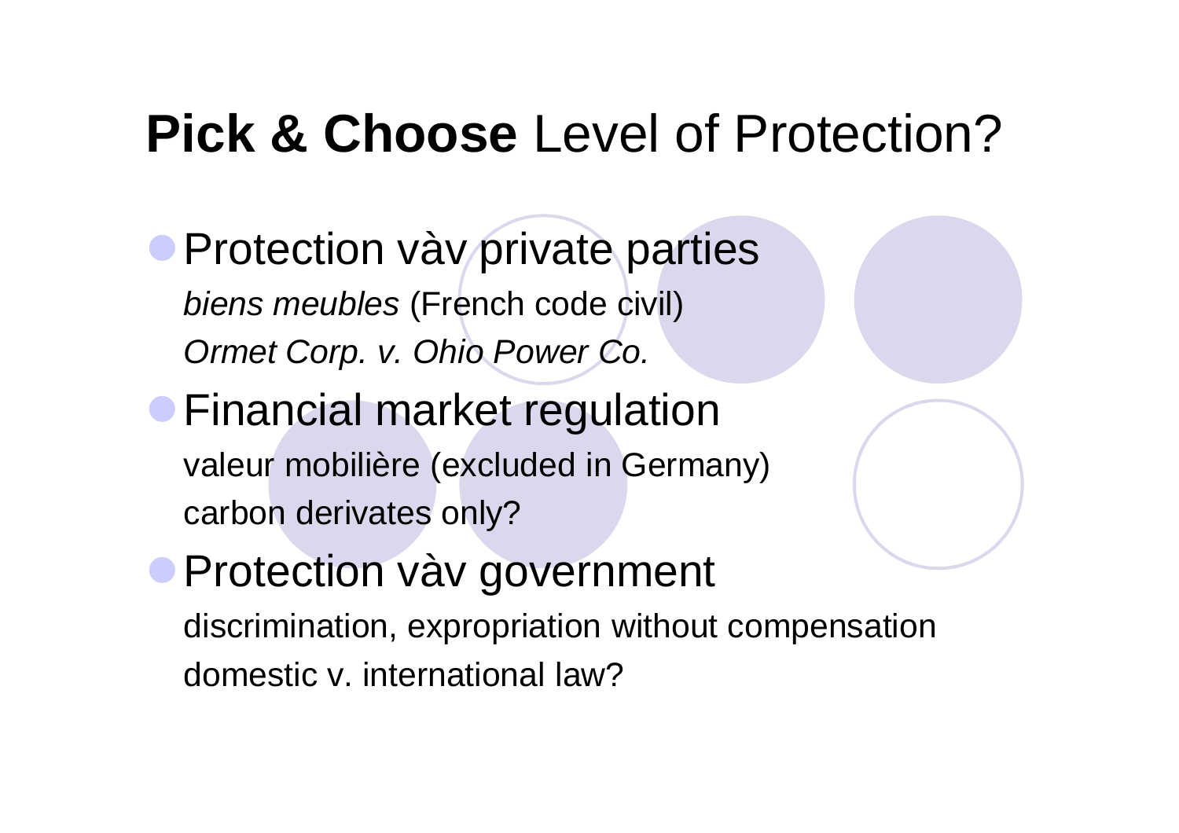# **Pick & Choose** Level of Protection?

- Protection vàv private parties
  - *biens meubles* (French code civil)
  - *Ormet Corp. v. Ohio Power Co.*
- Financial market regulation
  - valeur mobilière (excluded in Germany)
  - carbon derivates only?
- Protection vàv government
  - discrimination, expropriation without compensation
  - domestic v. international law?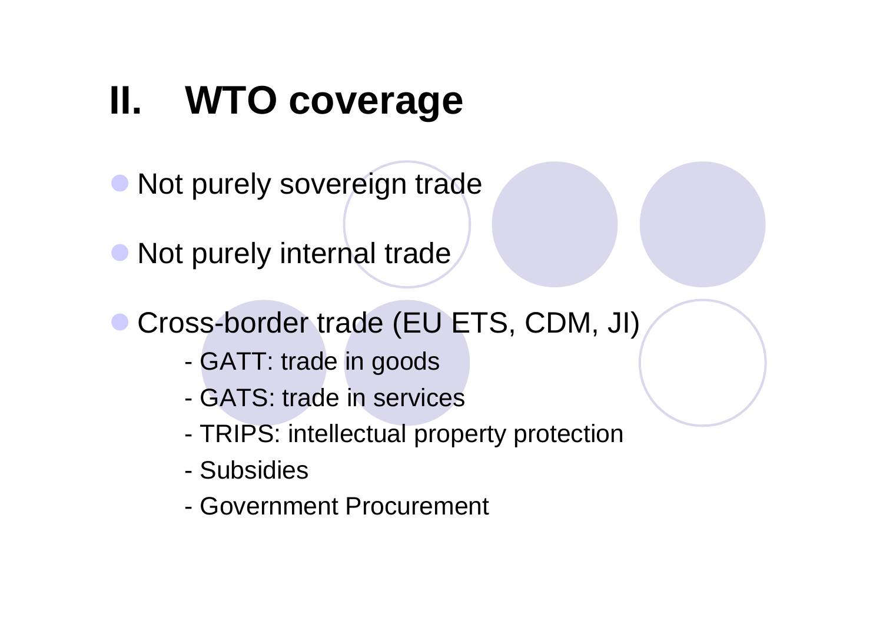# II. WTO coverage

- Not purely sovereign trade
- Not purely internal trade
- Cross-border trade (EU ETS, CDM, JI)
  - GATT: trade in goods
  - GATS: trade in services
  - TRIPS: intellectual property protection
  - Subsidies
  - Government Procurement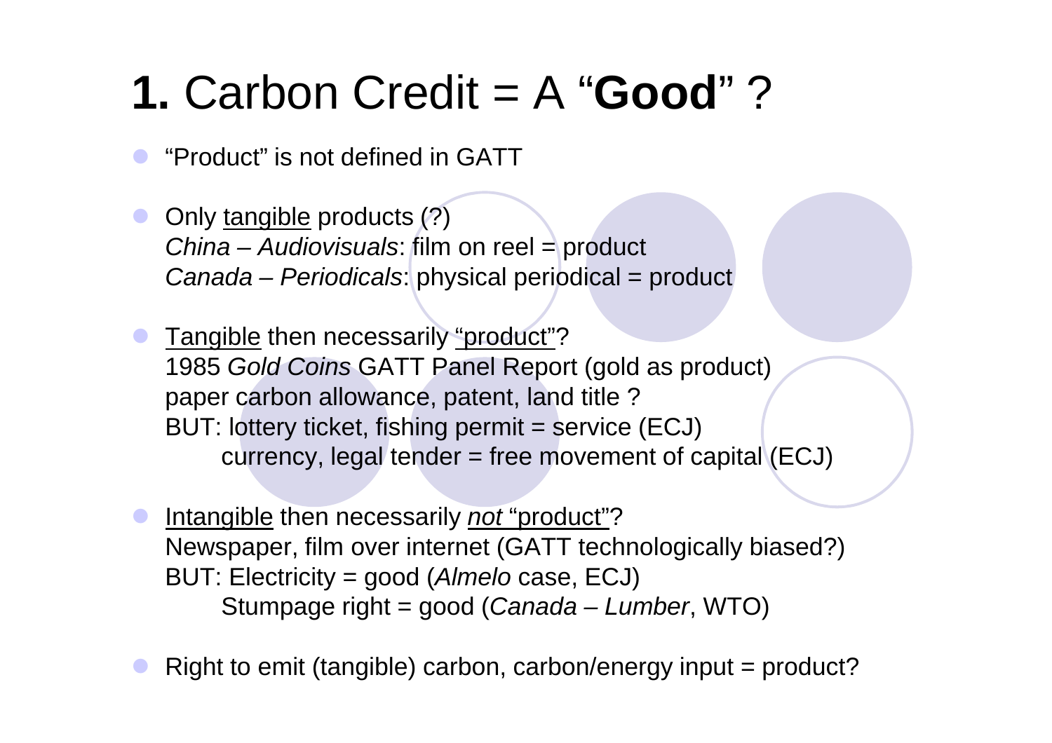# **1.** Carbon Credit = A "**Good**" ?

- "Product" is not defined in GATT
- Only <u>tangible</u> products (?)
  *China – Audiovisuals*: film on reel = product
  *Canada – Periodicals*: physical periodical = product
- <u>Tangible</u> then necessarily <u>"product"</u>?
  1985 *Gold Coins* GATT Panel Report (gold as product)
  paper carbon allowance, patent, land title ?
  BUT: lottery ticket, fishing permit = service (ECJ)
  currency, legal tender = free movement of capital (ECJ)
- <u>Intangible</u> then necessarily <u>*not* "product"</u>?
  Newspaper, film over internet (GATT technologically biased?)
  BUT: Electricity = good (*Almelo* case, ECJ)
  Stumpage right = good (*Canada – Lumber*, WTO)
- Right to emit (tangible) carbon, carbon/energy input = product?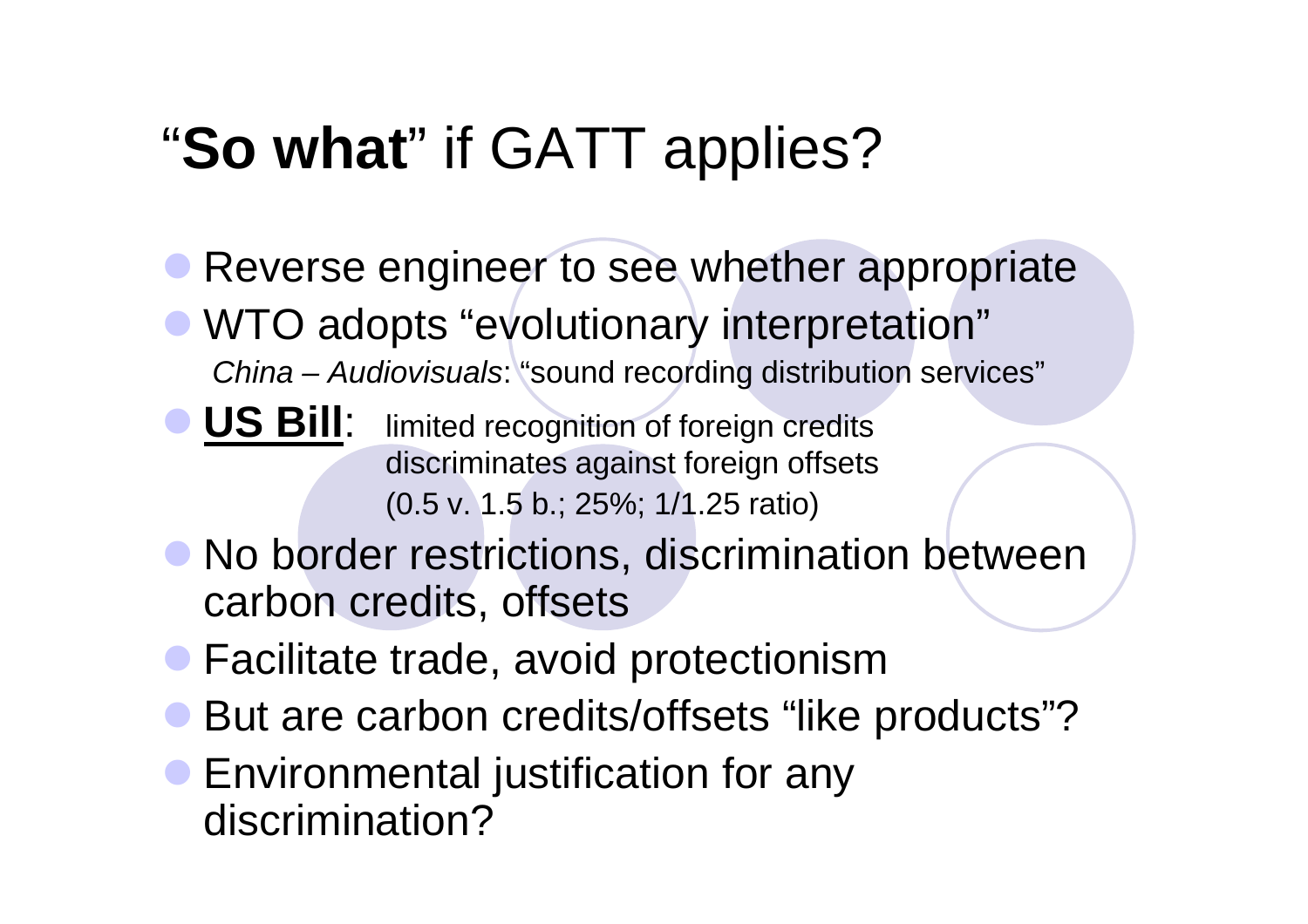# "**So what**" if GATT applies?

- Reverse engineer to see whether appropriate
- WTO adopts "evolutionary interpretation"
  *China – Audiovisuals*: "sound recording distribution services"
- **<u>US Bill</u>**: limited recognition of foreign credits
  discriminates against foreign offsets
  (0.5 v. 1.5 b.; 25%; 1/1.25 ratio)
- No border restrictions, discrimination between carbon credits, offsets
- Facilitate trade, avoid protectionism
- But are carbon credits/offsets "like products"?
- Environmental justification for any discrimination?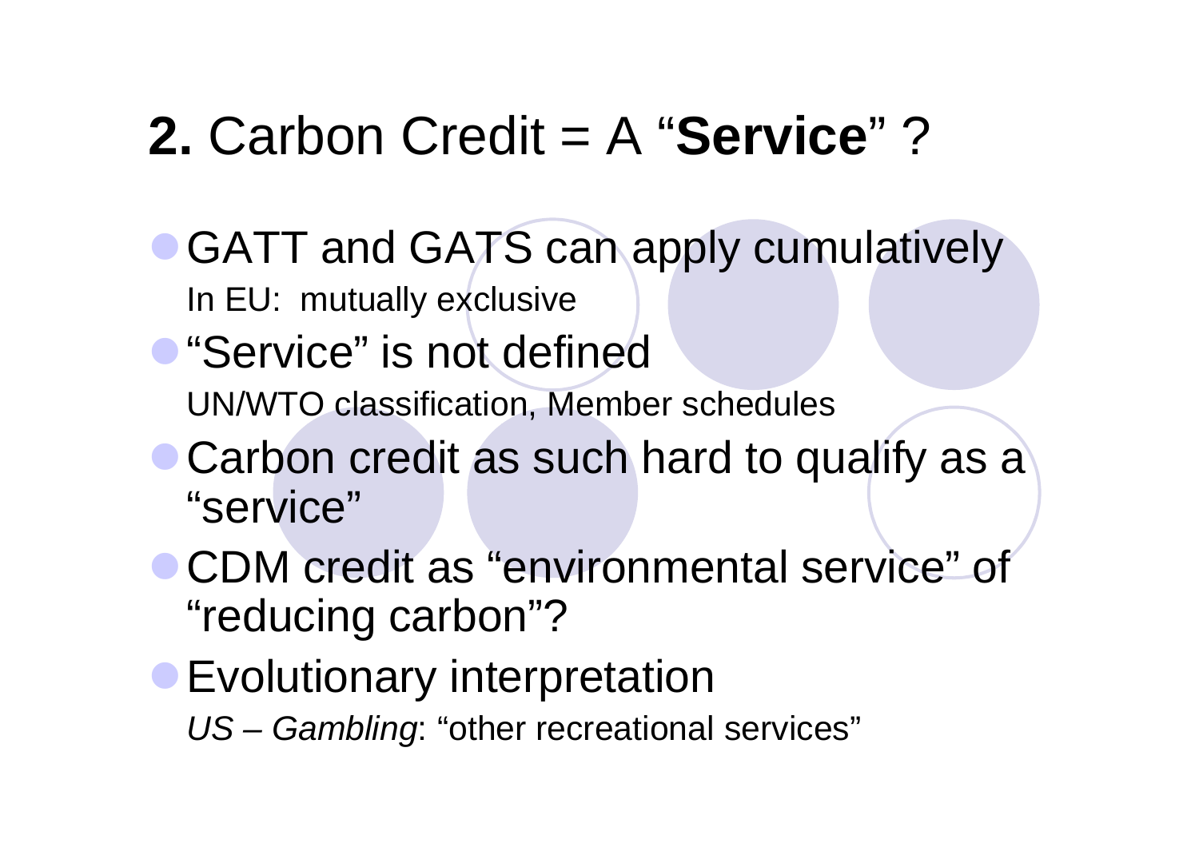# **2.** Carbon Credit = A "**Service**" ?

- GATT and GATS can apply cumulatively
  In EU: mutually exclusive
- "Service" is not defined
  UN/WTO classification, Member schedules
- Carbon credit as such hard to qualify as a "service"
- CDM credit as "environmental service" of "reducing carbon"?
- Evolutionary interpretation
  *US – Gambling*: "other recreational services"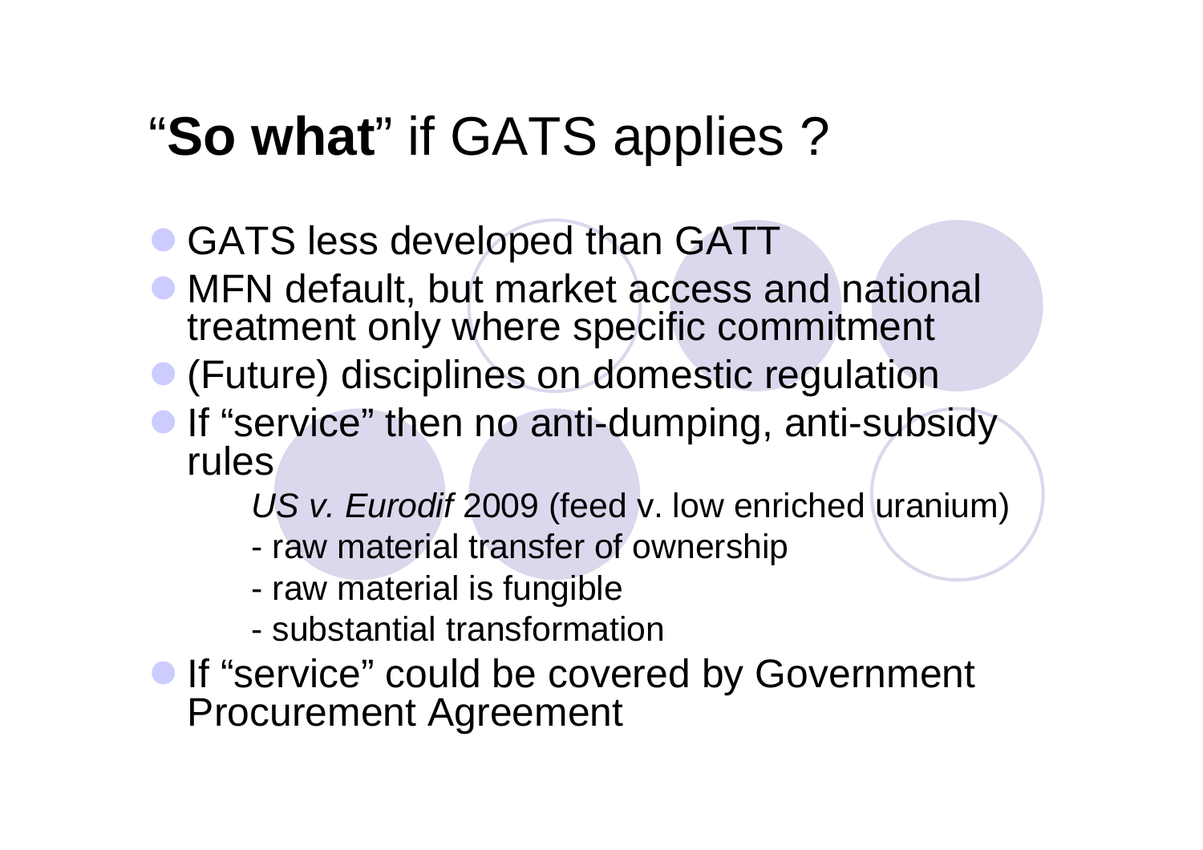# "**So what**" if GATS applies ?

- GATS less developed than GATT
- MFN default, but market access and national treatment only where specific commitment
- (Future) disciplines on domestic regulation
- If "service" then no anti-dumping, anti-subsidy rules

  *US v. Eurodif* 2009 (feed v. low enriched uranium)

  - raw material transfer of ownership
  - raw material is fungible
  - substantial transformation

- If "service" could be covered by Government Procurement Agreement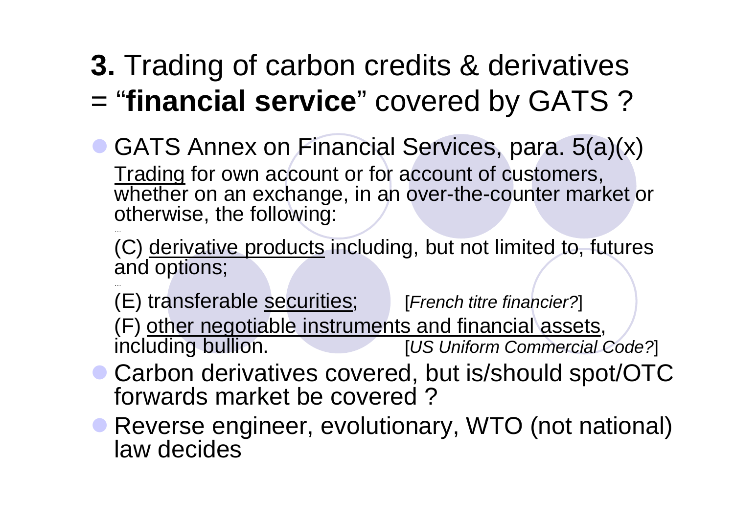# **3.** Trading of carbon credits & derivatives = "**financial service**" covered by GATS ?

- GATS Annex on Financial Services, para. 5(a)(x)

  <u>Trading</u> for own account or for account of customers, whether on an exchange, in an over-the-counter market or otherwise, the following:

  ...

  (C) <u>derivative products</u> including, but not limited to, futures and options;

  ...

  (E) transferable <u>securities</u>; [*French titre financier?*]

  (F) <u>other negotiable instruments and financial assets</u>, including bullion. [*US Uniform Commercial Code?*]

- Carbon derivatives covered, but is/should spot/OTC forwards market be covered ?
- Reverse engineer, evolutionary, WTO (not national) law decides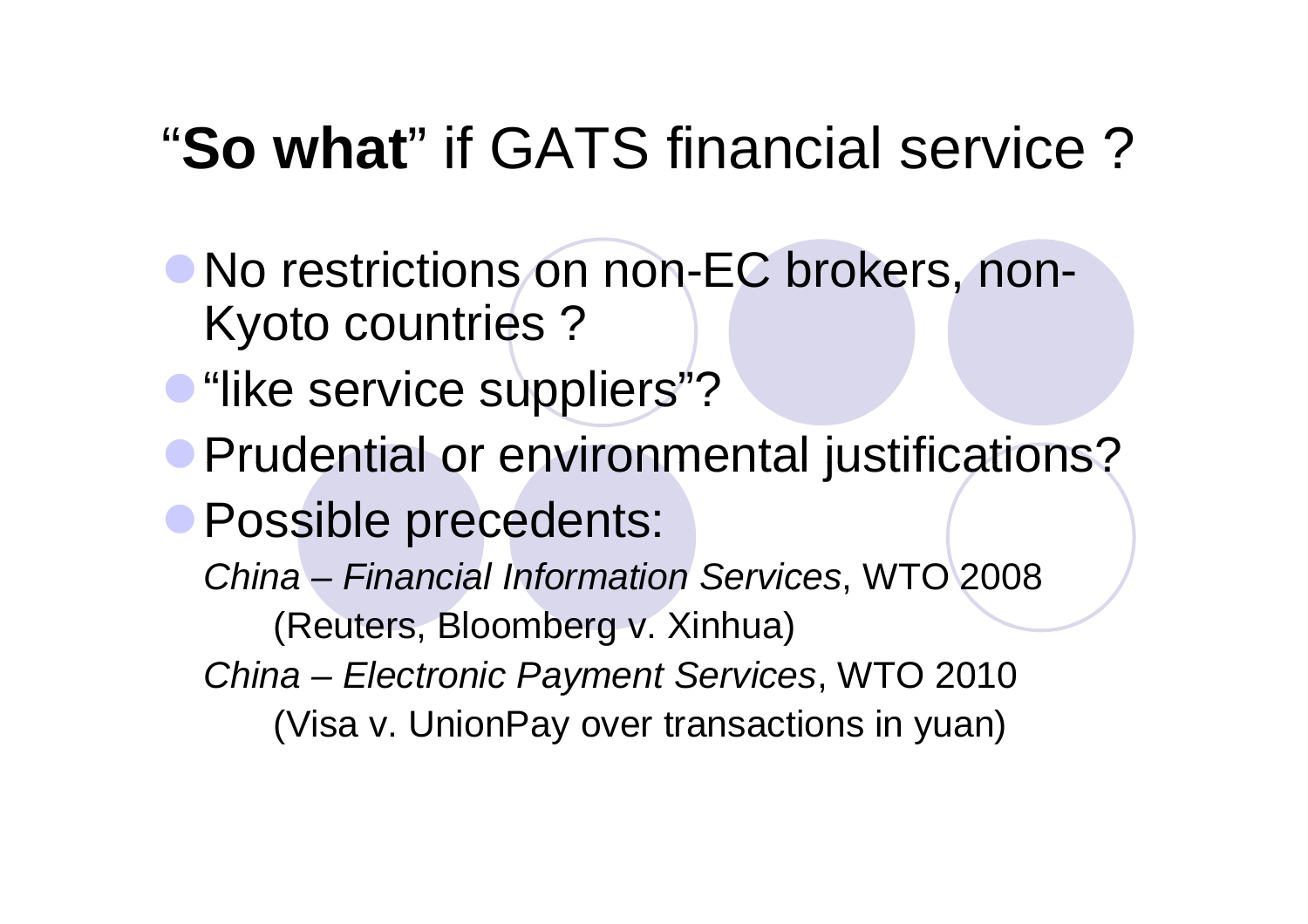# "**So what**" if GATS financial service ?

- No restrictions on non-EC brokers, non-Kyoto countries ?
- "like service suppliers"?
- Prudential or environmental justifications?
- Possible precedents:

  *China – Financial Information Services*, WTO 2008
  
  (Reuters, Bloomberg v. Xinhua)
  
  *China – Electronic Payment Services*, WTO 2010
  
  (Visa v. UnionPay over transactions in yuan)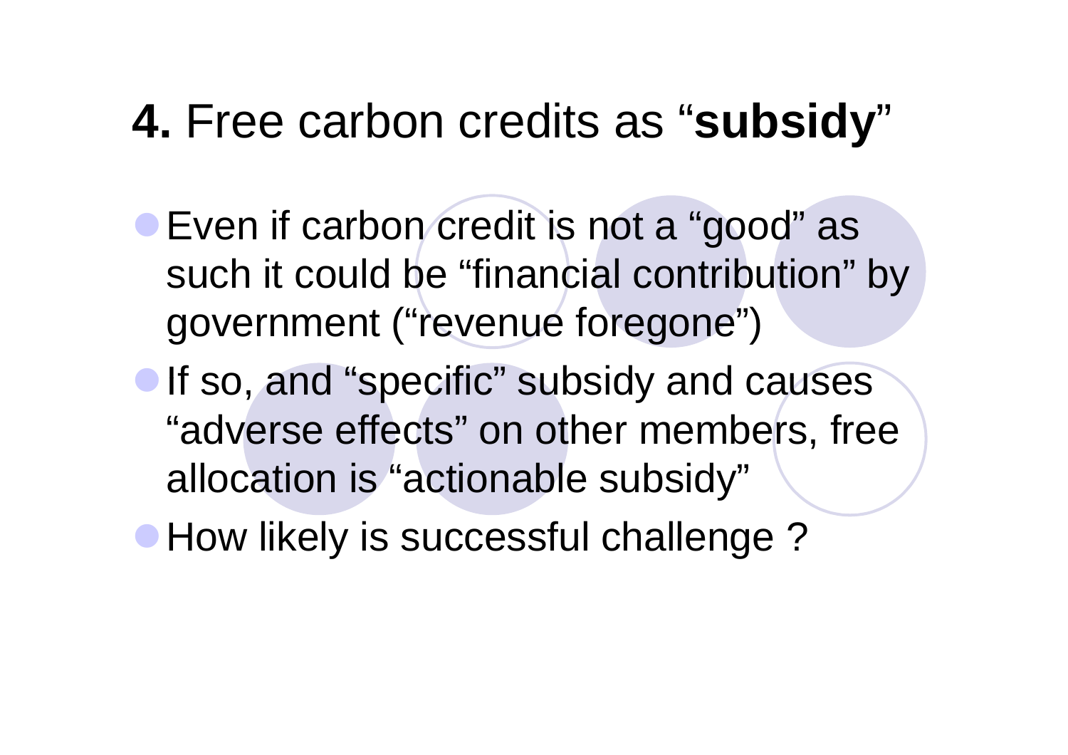# **4.** Free carbon credits as “**subsidy**”

- Even if carbon credit is not a “good” as such it could be “financial contribution” by government (“revenue foregone”)
- If so, and “specific” subsidy and causes “adverse effects” on other members, free allocation is “actionable subsidy”
- How likely is successful challenge ?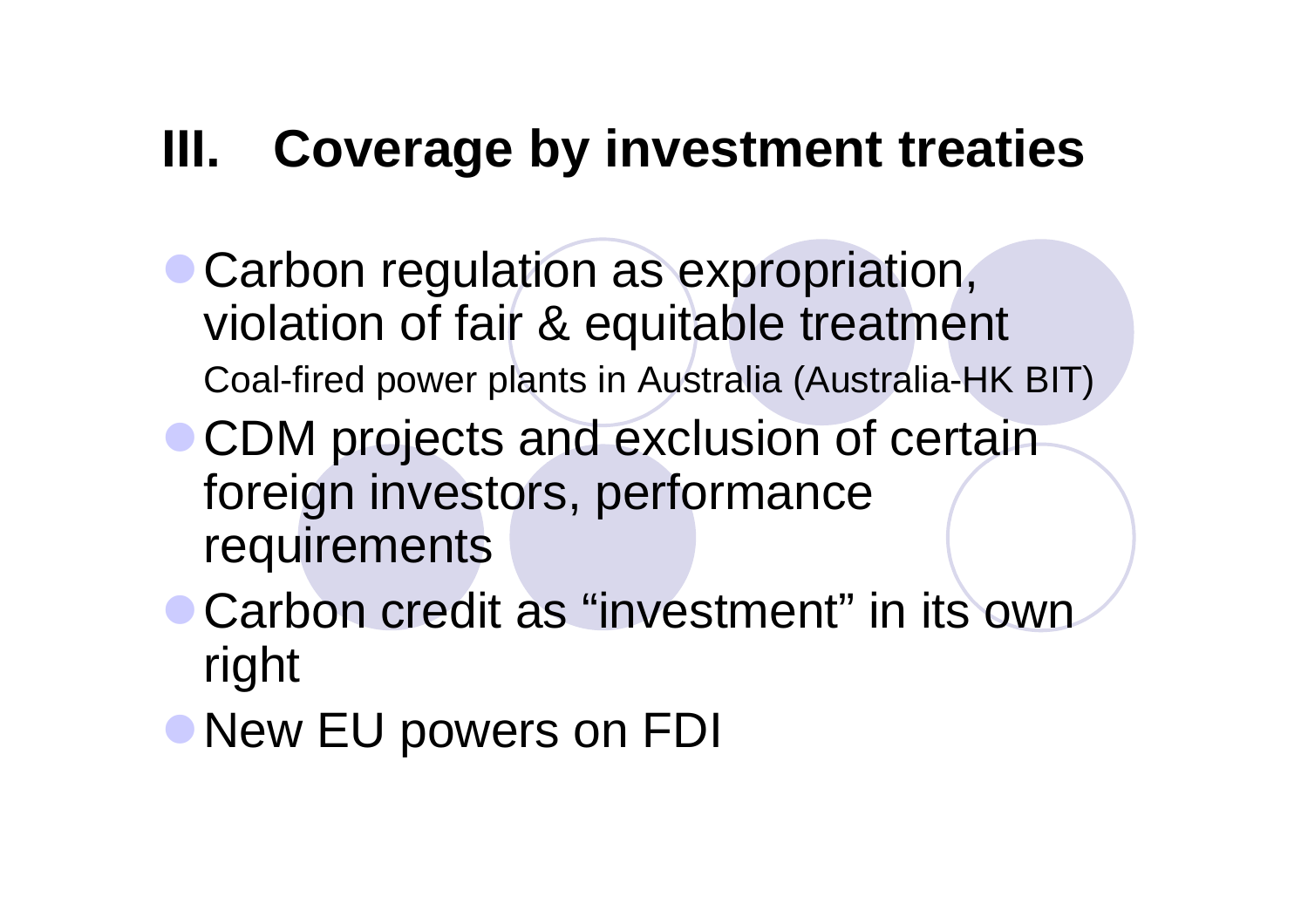## III. Coverage by investment treaties

- Carbon regulation as expropriation, violation of fair & equitable treatment
  Coal-fired power plants in Australia (Australia-HK BIT)
- CDM projects and exclusion of certain foreign investors, performance requirements
- Carbon credit as "investment" in its own right
- New EU powers on FDI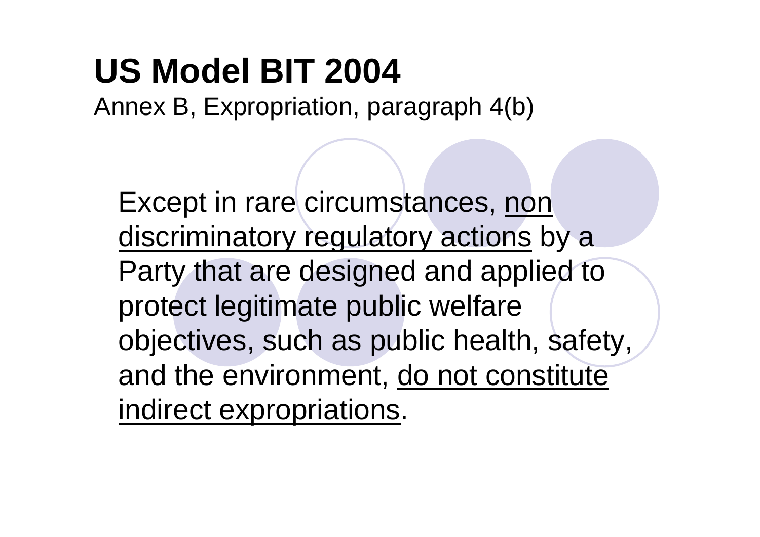# US Model BIT 2004

Annex B, Expropriation, paragraph 4(b)

Except in rare circumstances, <u>non discriminatory regulatory actions</u> by a Party that are designed and applied to protect legitimate public welfare objectives, such as public health, safety, and the environment, <u>do not constitute indirect expropriations</u>.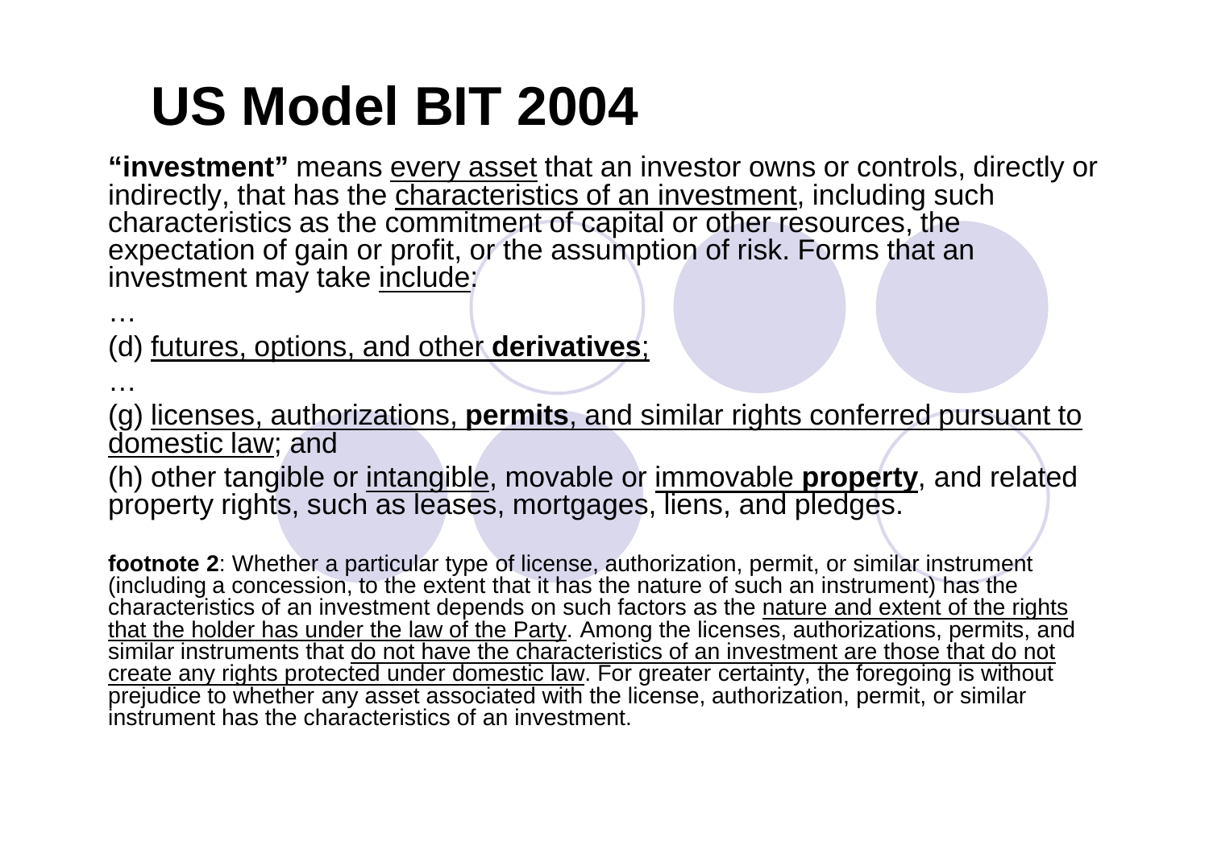# US Model BIT 2004

**"investment"** means every asset that an investor owns or controls, directly or indirectly, that has the characteristics of an investment, including such characteristics as the commitment of capital or other resources, the expectation of gain or profit, or the assumption of risk. Forms that an investment may take include:

…

(d) futures, options, and other **derivatives**;

…

(g) licenses, authorizations, **permits**, and similar rights conferred pursuant to domestic law; and

(h) other tangible or intangible, movable or immovable **property**, and related property rights, such as leases, mortgages, liens, and pledges.

**footnote 2**: Whether a particular type of license, authorization, permit, or similar instrument (including a concession, to the extent that it has the nature of such an instrument) has the characteristics of an investment depends on such factors as the nature and extent of the rights that the holder has under the law of the Party. Among the licenses, authorizations, permits, and similar instruments that do not have the characteristics of an investment are those that do not create any rights protected under domestic law. For greater certainty, the foregoing is without prejudice to whether any asset associated with the license, authorization, permit, or similar instrument has the characteristics of an investment.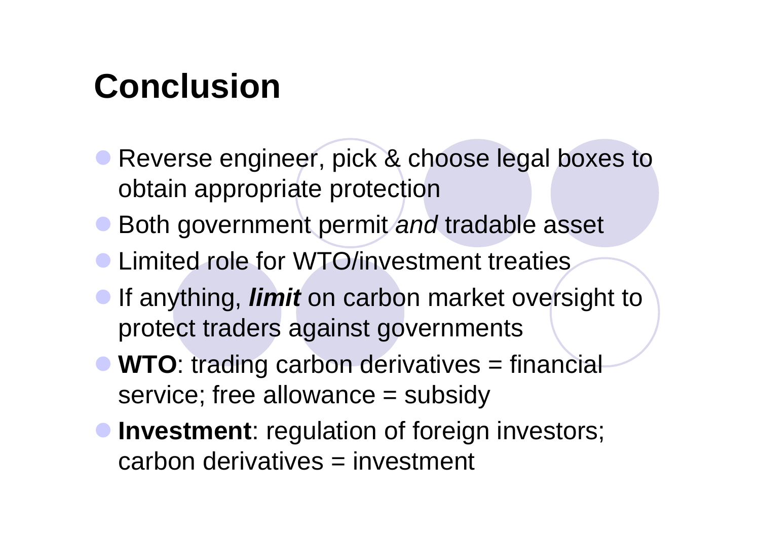# Conclusion

- Reverse engineer, pick & choose legal boxes to obtain appropriate protection
- Both government permit *and* tradable asset
- Limited role for WTO/investment treaties
- If anything, ***limit*** on carbon market oversight to protect traders against governments
- **WTO**: trading carbon derivatives = financial service; free allowance = subsidy
- **Investment**: regulation of foreign investors; carbon derivatives = investment